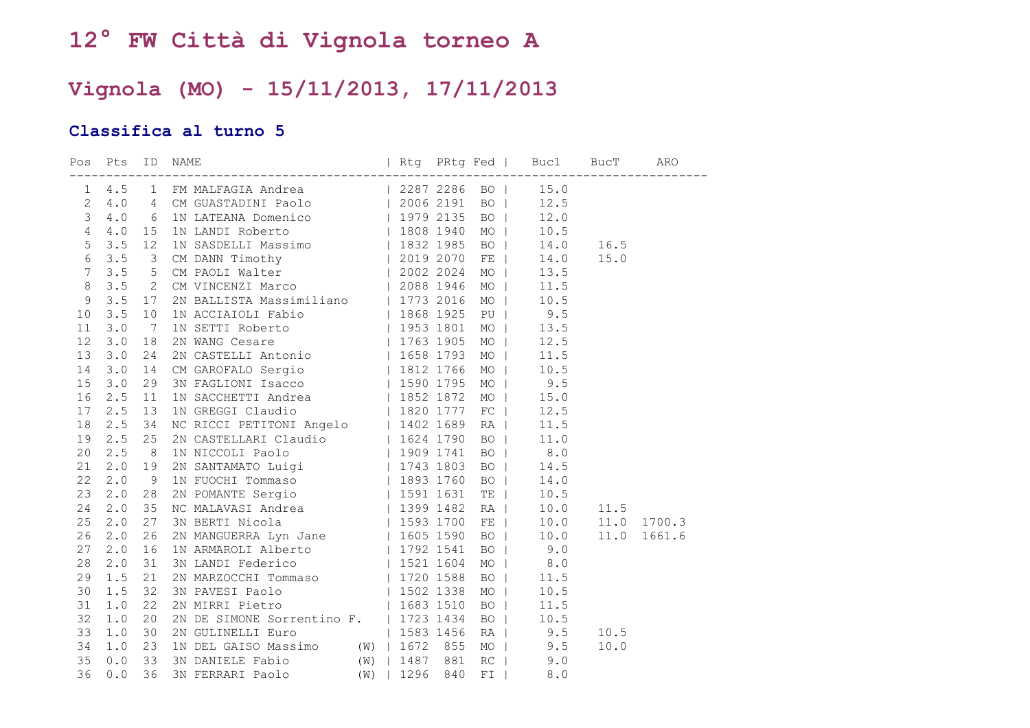# 12° FW Città di Vignola torneo A

## Vignola (MO) - 15/11/2013, 17/11/2013

### Classifica al turno 5

| Pos | Pts | ID | NAME | | Rtg | PRtg | Fed | Buc1 | BucT | ARO |
|---|---|---|---|---|---|---|---|---|---|---|
| 1 | 4.5 | 1 | FM MALFAGIA Andrea | | 2287 | 2286 | BO | 15.0 | | |
| 2 | 4.0 | 4 | CM GUASTADINI Paolo | | 2006 | 2191 | BO | 12.5 | | |
| 3 | 4.0 | 6 | 1N LATEANA Domenico | | 1979 | 2135 | BO | 12.0 | | |
| 4 | 4.0 | 15 | 1N LANDI Roberto | | 1808 | 1940 | MO | 10.5 | | |
| 5 | 3.5 | 12 | 1N SASDELLI Massimo | | 1832 | 1985 | BO | 14.0 | 16.5 | |
| 6 | 3.5 | 3 | CM DANN Timothy | | 2019 | 2070 | FE | 14.0 | 15.0 | |
| 7 | 3.5 | 5 | CM PAOLI Walter | | 2002 | 2024 | MO | 13.5 | | |
| 8 | 3.5 | 2 | CM VINCENZI Marco | | 2088 | 1946 | MO | 11.5 | | |
| 9 | 3.5 | 17 | 2N BALLISTA Massimiliano | | 1773 | 2016 | MO | 10.5 | | |
| 10 | 3.5 | 10 | 1N ACCIAIOLI Fabio | | 1868 | 1925 | PU | 9.5 | | |
| 11 | 3.0 | 7 | 1N SETTI Roberto | | 1953 | 1801 | MO | 13.5 | | |
| 12 | 3.0 | 18 | 2N WANG Cesare | | 1763 | 1905 | MO | 12.5 | | |
| 13 | 3.0 | 24 | 2N CASTELLI Antonio | | 1658 | 1793 | MO | 11.5 | | |
| 14 | 3.0 | 14 | CM GAROFALO Sergio | | 1812 | 1766 | MO | 10.5 | | |
| 15 | 3.0 | 29 | 3N FAGLIONI Isacco | | 1590 | 1795 | MO | 9.5 | | |
| 16 | 2.5 | 11 | 1N SACCHETTI Andrea | | 1852 | 1872 | MO | 15.0 | | |
| 17 | 2.5 | 13 | 1N GREGGI Claudio | | 1820 | 1777 | FC | 12.5 | | |
| 18 | 2.5 | 34 | NC RICCI PETITONI Angelo | | 1402 | 1689 | RA | 11.5 | | |
| 19 | 2.5 | 25 | 2N CASTELLARI Claudio | | 1624 | 1790 | BO | 11.0 | | |
| 20 | 2.5 | 8 | 1N NICCOLI Paolo | | 1909 | 1741 | BO | 8.0 | | |
| 21 | 2.0 | 19 | 2N SANTAMATO Luigi | | 1743 | 1803 | BO | 14.5 | | |
| 22 | 2.0 | 9 | 1N FUOCHI Tommaso | | 1893 | 1760 | BO | 14.0 | | |
| 23 | 2.0 | 28 | 2N POMANTE Sergio | | 1591 | 1631 | TE | 10.5 | | |
| 24 | 2.0 | 35 | NC MALAVASI Andrea | | 1399 | 1482 | RA | 10.0 | 11.5 | |
| 25 | 2.0 | 27 | 3N BERTI Nicola | | 1593 | 1700 | FE | 10.0 | 11.0 | 1700.3 |
| 26 | 2.0 | 26 | 2N MANGUERRA Lyn Jane | | 1605 | 1590 | BO | 10.0 | 11.0 | 1661.6 |
| 27 | 2.0 | 16 | 1N ARMAROLI Alberto | | 1792 | 1541 | BO | 9.0 | | |
| 28 | 2.0 | 31 | 3N LANDI Federico | | 1521 | 1604 | MO | 8.0 | | |
| 29 | 1.5 | 21 | 2N MARZOCCHI Tommaso | | 1720 | 1588 | BO | 11.5 | | |
| 30 | 1.5 | 32 | 3N PAVESI Paolo | | 1502 | 1338 | MO | 10.5 | | |
| 31 | 1.0 | 22 | 2N MIRRI Pietro | | 1683 | 1510 | BO | 11.5 | | |
| 32 | 1.0 | 20 | 2N DE SIMONE Sorrentino F. | | 1723 | 1434 | BO | 10.5 | | |
| 33 | 1.0 | 30 | 2N GULINELLI Euro | | 1583 | 1456 | RA | 9.5 | 10.5 | |
| 34 | 1.0 | 23 | 1N DEL GAISO Massimo | (W) | 1672 | 855 | MO | 9.5 | 10.0 | |
| 35 | 0.0 | 33 | 3N DANIELE Fabio | (W) | 1487 | 881 | RC | 9.0 | | |
| 36 | 0.0 | 36 | 3N FERRARI Paolo | (W) | 1296 | 840 | FI | 8.0 | | |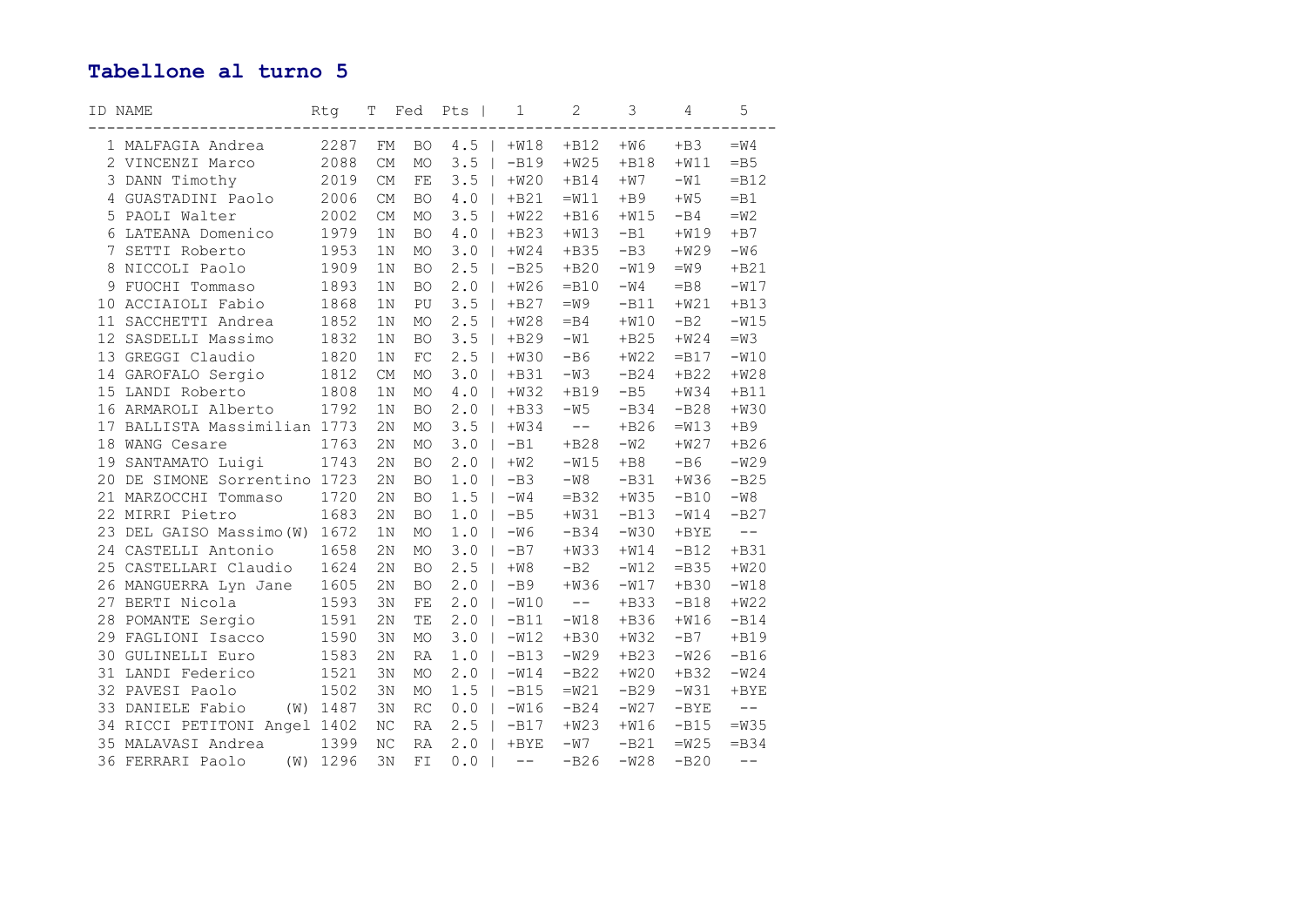## Tabellone al turno 5

| ID | NAME | Rtg | T | Fed | Pts | 1 | 2 | 3 | 4 | 5 |
|---|---|---|---|---|---|---|---|---|---|---|
| 1 | MALFAGIA Andrea | 2287 | FM | BO | 4.5 | +W18 | +B12 | +W6 | +B3 | =W4 |
| 2 | VINCENZI Marco | 2088 | CM | MO | 3.5 | -B19 | +W25 | +B18 | +W11 | =B5 |
| 3 | DANN Timothy | 2019 | CM | FE | 3.5 | +W20 | +B14 | +W7 | -W1 | =B12 |
| 4 | GUASTADINI Paolo | 2006 | CM | BO | 4.0 | +B21 | =W11 | +B9 | +W5 | =B1 |
| 5 | PAOLI Walter | 2002 | CM | MO | 3.5 | +W22 | +B16 | +W15 | -B4 | =W2 |
| 6 | LATEANA Domenico | 1979 | 1N | BO | 4.0 | +B23 | +W13 | -B1 | +W19 | +B7 |
| 7 | SETTI Roberto | 1953 | 1N | MO | 3.0 | +W24 | +B35 | -B3 | +W29 | -W6 |
| 8 | NICCOLI Paolo | 1909 | 1N | BO | 2.5 | -B25 | +B20 | -W19 | =W9 | +B21 |
| 9 | FUOCHI Tommaso | 1893 | 1N | BO | 2.0 | +W26 | =B10 | -W4 | =B8 | -W17 |
| 10 | ACCIAIOLI Fabio | 1868 | 1N | PU | 3.5 | +B27 | =W9 | -B11 | +W21 | +B13 |
| 11 | SACCHETTI Andrea | 1852 | 1N | MO | 2.5 | +W28 | =B4 | +W10 | -B2 | -W15 |
| 12 | SASDELLI Massimo | 1832 | 1N | BO | 3.5 | +B29 | -W1 | +B25 | +W24 | =W3 |
| 13 | GREGGI Claudio | 1820 | 1N | FC | 2.5 | +W30 | -B6 | +W22 | =B17 | -W10 |
| 14 | GAROFALO Sergio | 1812 | CM | MO | 3.0 | +B31 | -W3 | -B24 | +B22 | +W28 |
| 15 | LANDI Roberto | 1808 | 1N | MO | 4.0 | +W32 | +B19 | -B5 | +W34 | +B11 |
| 16 | ARMAROLI Alberto | 1792 | 1N | BO | 2.0 | +B33 | -W5 | -B34 | -B28 | +W30 |
| 17 | BALLISTA Massimilian | 1773 | 2N | MO | 3.5 | +W34 | -- | +B26 | =W13 | +B9 |
| 18 | WANG Cesare | 1763 | 2N | MO | 3.0 | -B1 | +B28 | -W2 | +W27 | +B26 |
| 19 | SANTAMATO Luigi | 1743 | 2N | BO | 2.0 | +W2 | -W15 | +B8 | -B6 | -W29 |
| 20 | DE SIMONE Sorrentino | 1723 | 2N | BO | 1.0 | -B3 | -W8 | -B31 | +W36 | -B25 |
| 21 | MARZOCCHI Tommaso | 1720 | 2N | BO | 1.5 | -W4 | =B32 | +W35 | -B10 | -W8 |
| 22 | MIRRI Pietro | 1683 | 2N | BO | 1.0 | -B5 | +W31 | -B13 | -W14 | -B27 |
| 23 | DEL GAISO Massimo(W) | 1672 | 1N | MO | 1.0 | -W6 | -B34 | -W30 | +BYE | -- |
| 24 | CASTELLI Antonio | 1658 | 2N | MO | 3.0 | -B7 | +W33 | +W14 | -B12 | +B31 |
| 25 | CASTELLARI Claudio | 1624 | 2N | BO | 2.5 | +W8 | -B2 | -W12 | =B35 | +W20 |
| 26 | MANGUERRA Lyn Jane | 1605 | 2N | BO | 2.0 | -B9 | +W36 | -W17 | +B30 | -W18 |
| 27 | BERTI Nicola | 1593 | 3N | FE | 2.0 | -W10 | -- | +B33 | -B18 | +W22 |
| 28 | POMANTE Sergio | 1591 | 2N | TE | 2.0 | -B11 | -W18 | +B36 | +W16 | -B14 |
| 29 | FAGLIONI Isacco | 1590 | 3N | MO | 3.0 | -W12 | +B30 | +W32 | -B7 | +B19 |
| 30 | GULINELLI Euro | 1583 | 2N | RA | 1.0 | -B13 | -W29 | +B23 | -W26 | -B16 |
| 31 | LANDI Federico | 1521 | 3N | MO | 2.0 | -W14 | -B22 | +W20 | +B32 | -W24 |
| 32 | PAVESI Paolo | 1502 | 3N | MO | 1.5 | -B15 | =W21 | -B29 | -W31 | +BYE |
| 33 | DANIELE Fabio (W) | 1487 | 3N | RC | 0.0 | -W16 | -B24 | -W27 | -BYE | -- |
| 34 | RICCI PETITONI Angel | 1402 | NC | RA | 2.5 | -B17 | +W23 | +W16 | -B15 | =W35 |
| 35 | MALAVASI Andrea | 1399 | NC | RA | 2.0 | +BYE | -W7 | -B21 | =W25 | =B34 |
| 36 | FERRARI Paolo (W) | 1296 | 3N | FI | 0.0 | -- | -B26 | -W28 | -B20 | -- |